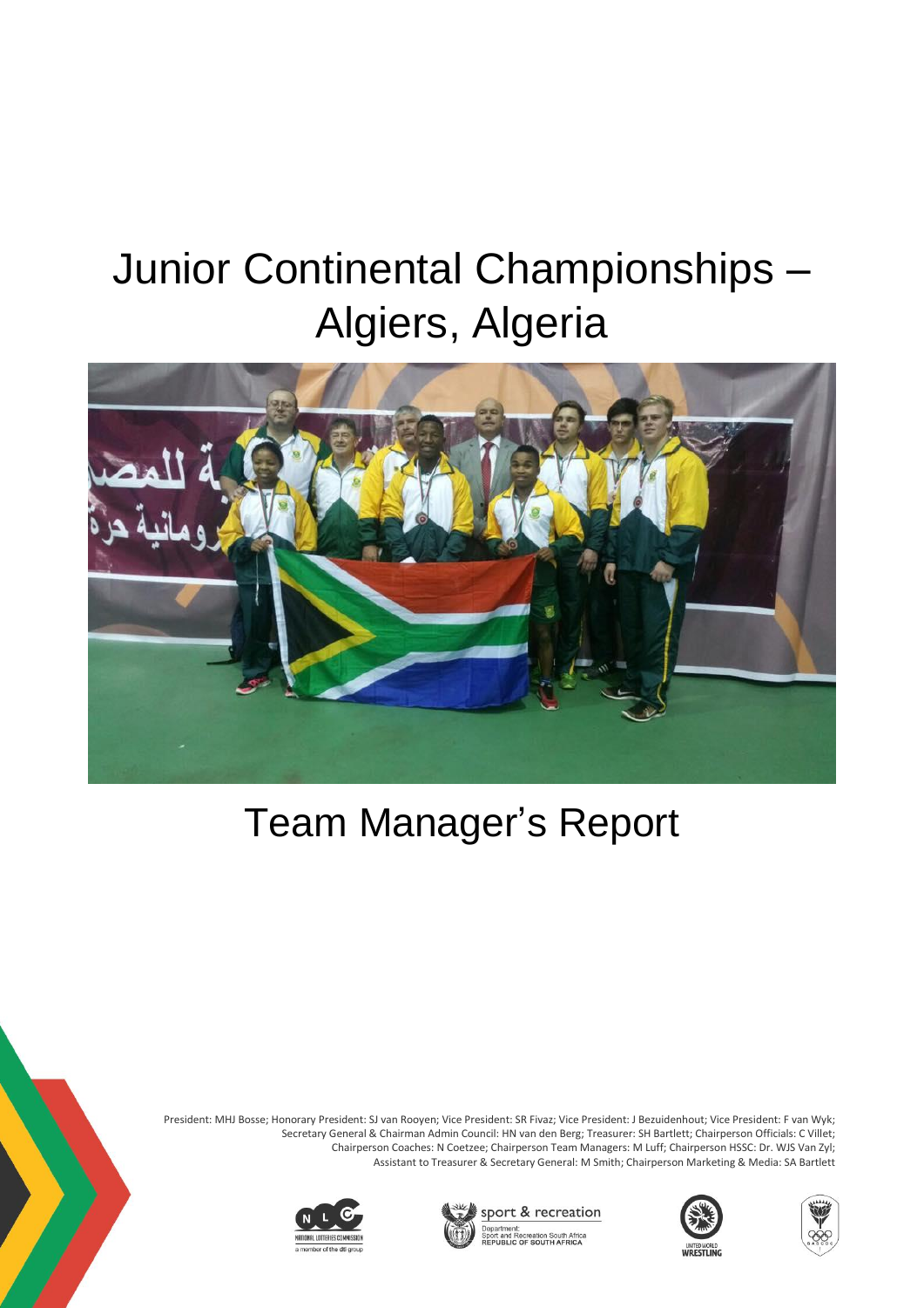# Junior Continental Championships – Algiers, Algeria

# Team Manager's Report

President: MHJ Bosse; Honorary President: SJ van Rooyen; Vice President: SR Fivaz; Vice President: J Bezuidenhout; Vice President: F van Wyk; Secretary General & Chairman Admin Council: HN van den Berg; Treasurer: SH Bartlett; Chairperson Officials: C Villet; Chairperson Coaches: N Coetzee; Chairperson Team Managers: M Luff; Chairperson HSSC: Dr. WJS Van Zyl; Assistant to Treasurer & Secretary General: M Smith; Chairperson Marketing & Media: SA Bartlett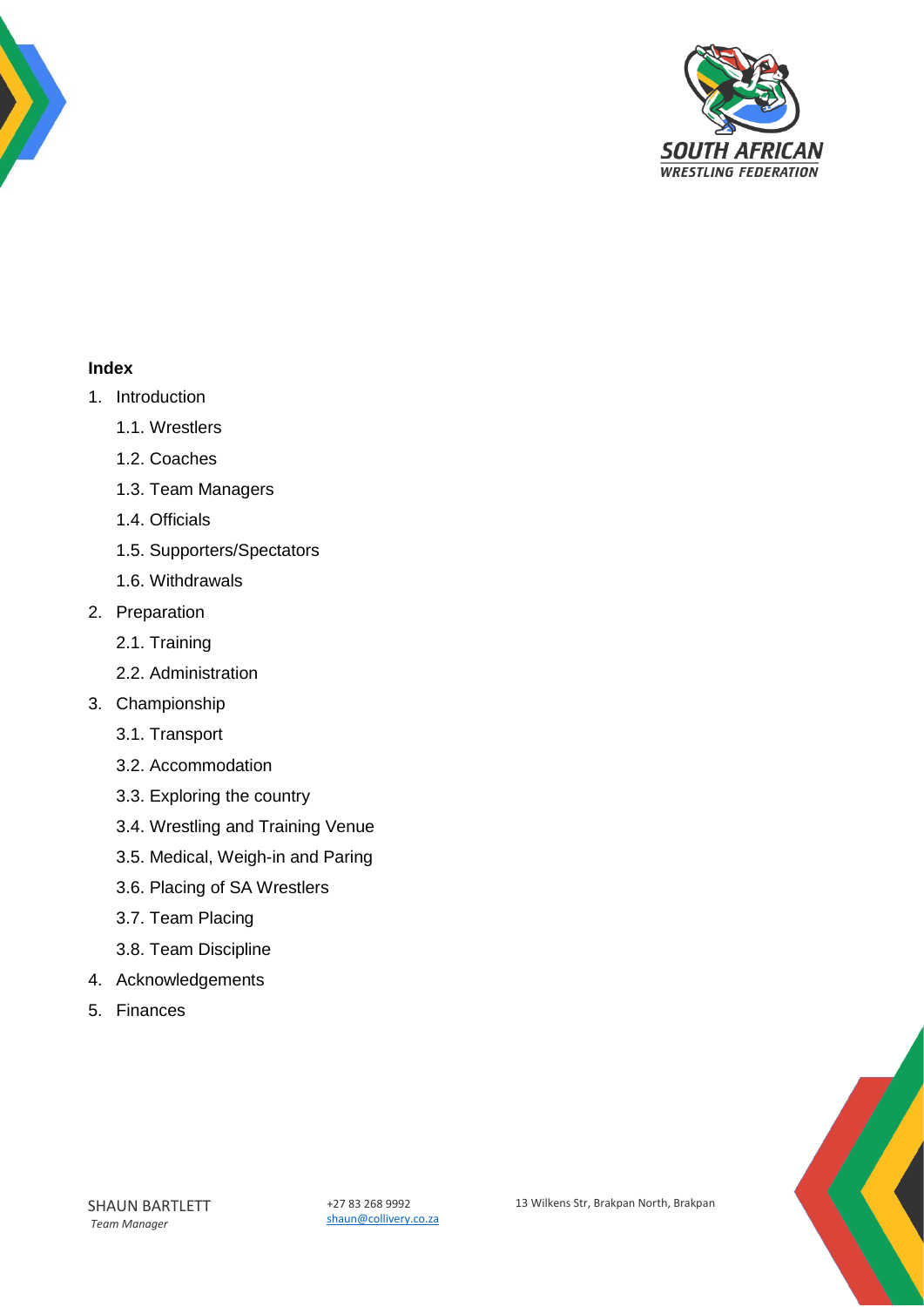**Index**

1. Introduction
    1.1. Wrestlers
    1.2. Coaches
    1.3. Team Managers
    1.4. Officials
    1.5. Supporters/Spectators
    1.6. Withdrawals
2. Preparation
    2.1. Training
    2.2. Administration
3. Championship
    3.1. Transport
    3.2. Accommodation
    3.3. Exploring the country
    3.4. Wrestling and Training Venue
    3.5. Medical, Weigh-in and Paring
    3.6. Placing of SA Wrestlers
    3.7. Team Placing
    3.8. Team Discipline
4. Acknowledgements
5. Finances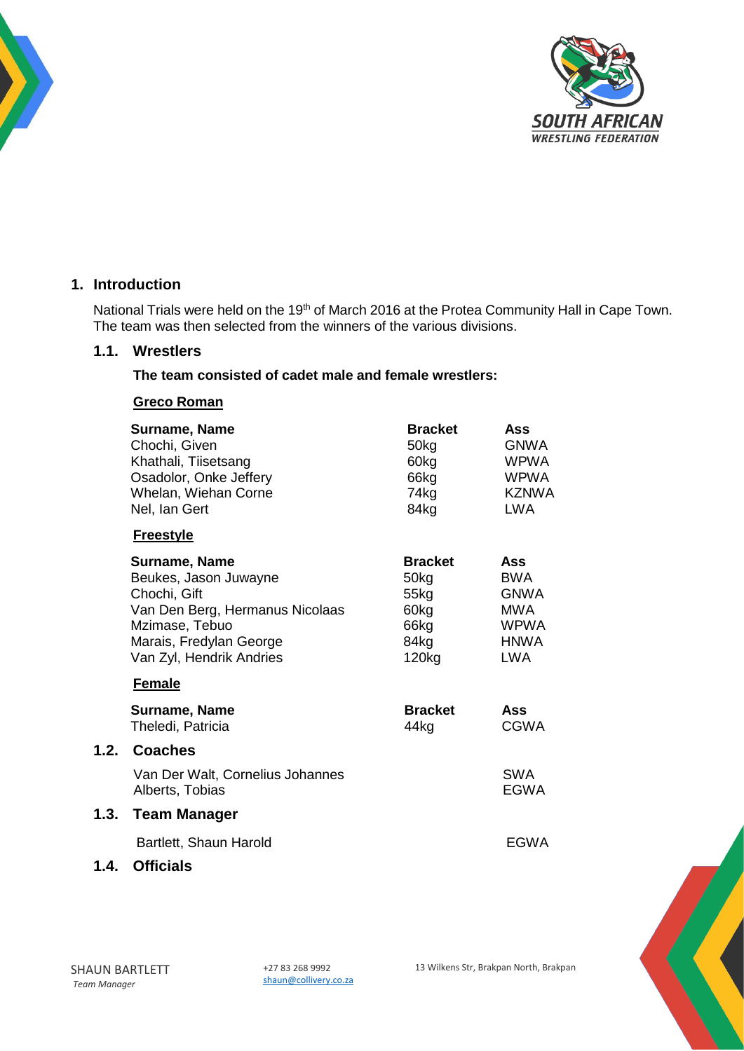## 1. Introduction

National Trials were held on the 19th of March 2016 at the Protea Community Hall in Cape Town. The team was then selected from the winners of the various divisions.

### 1.1. Wrestlers

**The team consisted of cadet male and female wrestlers:**

**Greco Roman**

| Surname, Name | Bracket | Ass |
|---|---|---|
| Chochi, Given | 50kg | GNWA |
| Khathali, Tiisetsang | 60kg | WPWA |
| Osadolor, Onke Jeffery | 66kg | WPWA |
| Whelan, Wiehan Corne | 74kg | KZNWA |
| Nel, Ian Gert | 84kg | LWA |

**Freestyle**

| Surname, Name | Bracket | Ass |
|---|---|---|
| Beukes, Jason Juwayne | 50kg | BWA |
| Chochi, Gift | 55kg | GNWA |
| Van Den Berg, Hermanus Nicolaas | 60kg | MWA |
| Mzimase, Tebuo | 66kg | WPWA |
| Marais, Fredylan George | 84kg | HNWA |
| Van Zyl, Hendrik Andries | 120kg | LWA |

**Female**

| Surname, Name | Bracket | Ass |
|---|---|---|
| Theledi, Patricia | 44kg | CGWA |

### 1.2. Coaches

| | |
|---|---|
| Van Der Walt, Cornelius Johannes | SWA |
| Alberts, Tobias | EGWA |

### 1.3. Team Manager

| | |
|---|---|
| Bartlett, Shaun Harold | EGWA |

### 1.4. Officials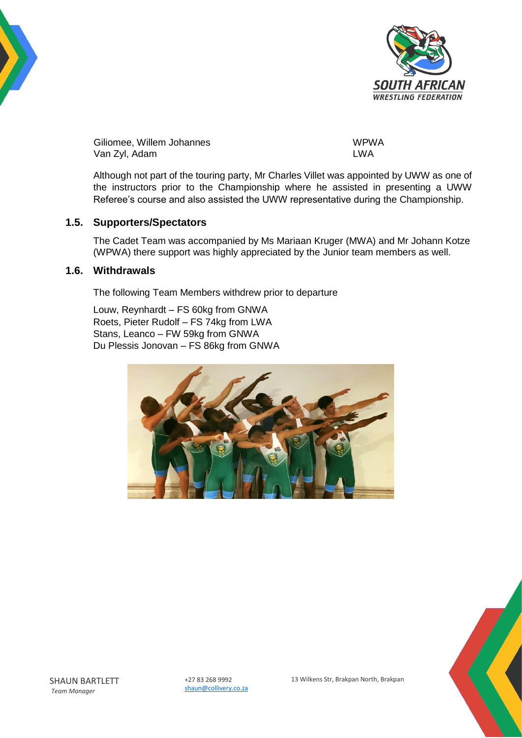| | |
|---|---|
| Giliomee, Willem Johannes | WPWA |
| Van Zyl, Adam | LWA |

Although not part of the touring party, Mr Charles Villet was appointed by UWW as one of the instructors prior to the Championship where he assisted in presenting a UWW Referee's course and also assisted the UWW representative during the Championship.

### 1.5. Supporters/Spectators

The Cadet Team was accompanied by Ms Mariaan Kruger (MWA) and Mr Johann Kotze (WPWA) there support was highly appreciated by the Junior team members as well.

### 1.6. Withdrawals

The following Team Members withdrew prior to departure

Louw, Reynhardt – FS 60kg from GNWA
Roets, Pieter Rudolf – FS 74kg from LWA
Stans, Leanco – FW 59kg from GNWA
Du Plessis Jonovan – FS 86kg from GNWA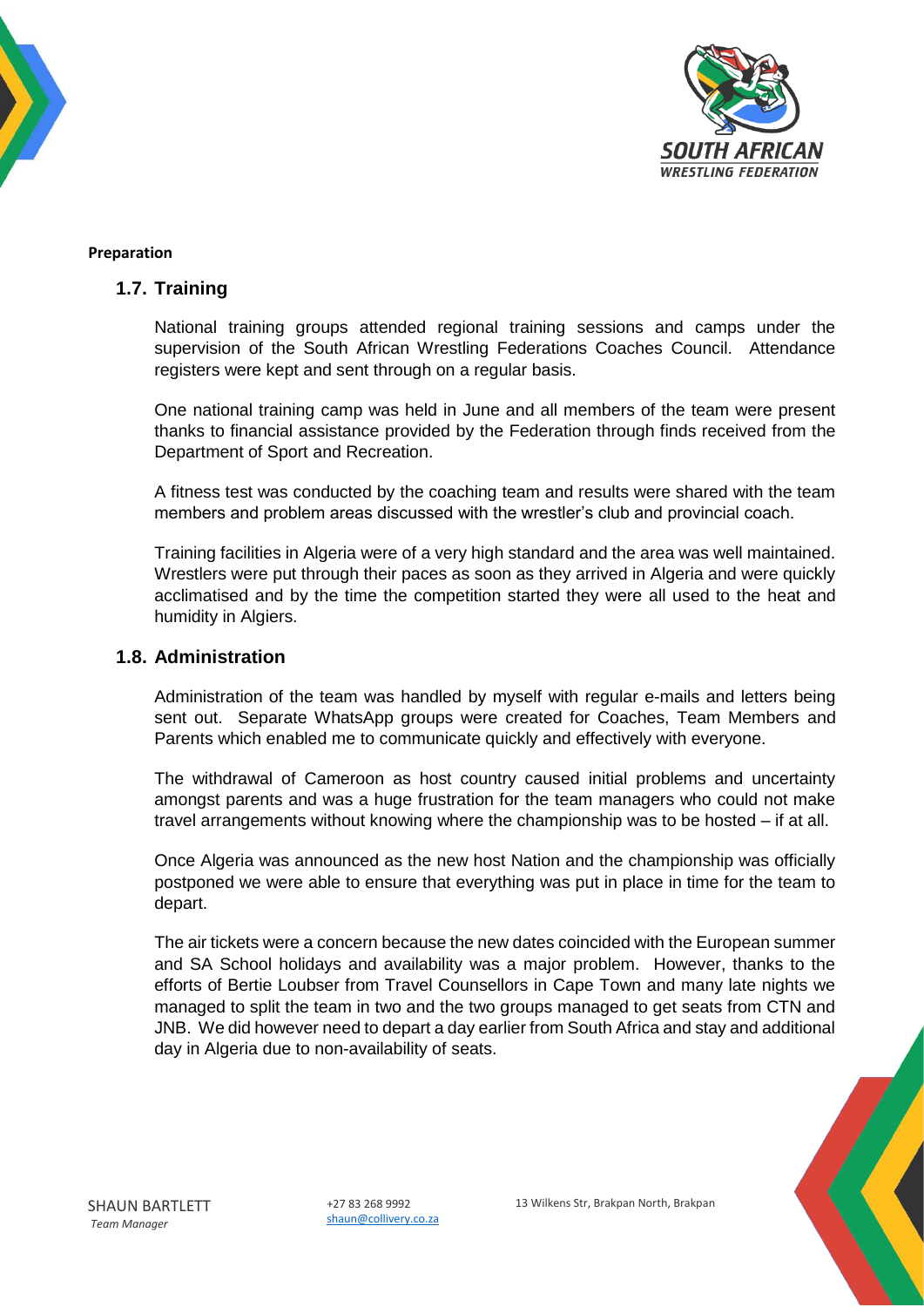**Preparation**

## 1.7. Training

National training groups attended regional training sessions and camps under the supervision of the South African Wrestling Federations Coaches Council. Attendance registers were kept and sent through on a regular basis.

One national training camp was held in June and all members of the team were present thanks to financial assistance provided by the Federation through finds received from the Department of Sport and Recreation.

A fitness test was conducted by the coaching team and results were shared with the team members and problem areas discussed with the wrestler's club and provincial coach.

Training facilities in Algeria were of a very high standard and the area was well maintained. Wrestlers were put through their paces as soon as they arrived in Algeria and were quickly acclimatised and by the time the competition started they were all used to the heat and humidity in Algiers.

## 1.8. Administration

Administration of the team was handled by myself with regular e-mails and letters being sent out. Separate WhatsApp groups were created for Coaches, Team Members and Parents which enabled me to communicate quickly and effectively with everyone.

The withdrawal of Cameroon as host country caused initial problems and uncertainty amongst parents and was a huge frustration for the team managers who could not make travel arrangements without knowing where the championship was to be hosted – if at all.

Once Algeria was announced as the new host Nation and the championship was officially postponed we were able to ensure that everything was put in place in time for the team to depart.

The air tickets were a concern because the new dates coincided with the European summer and SA School holidays and availability was a major problem. However, thanks to the efforts of Bertie Loubser from Travel Counsellors in Cape Town and many late nights we managed to split the team in two and the two groups managed to get seats from CTN and JNB. We did however need to depart a day earlier from South Africa and stay and additional day in Algeria due to non-availability of seats.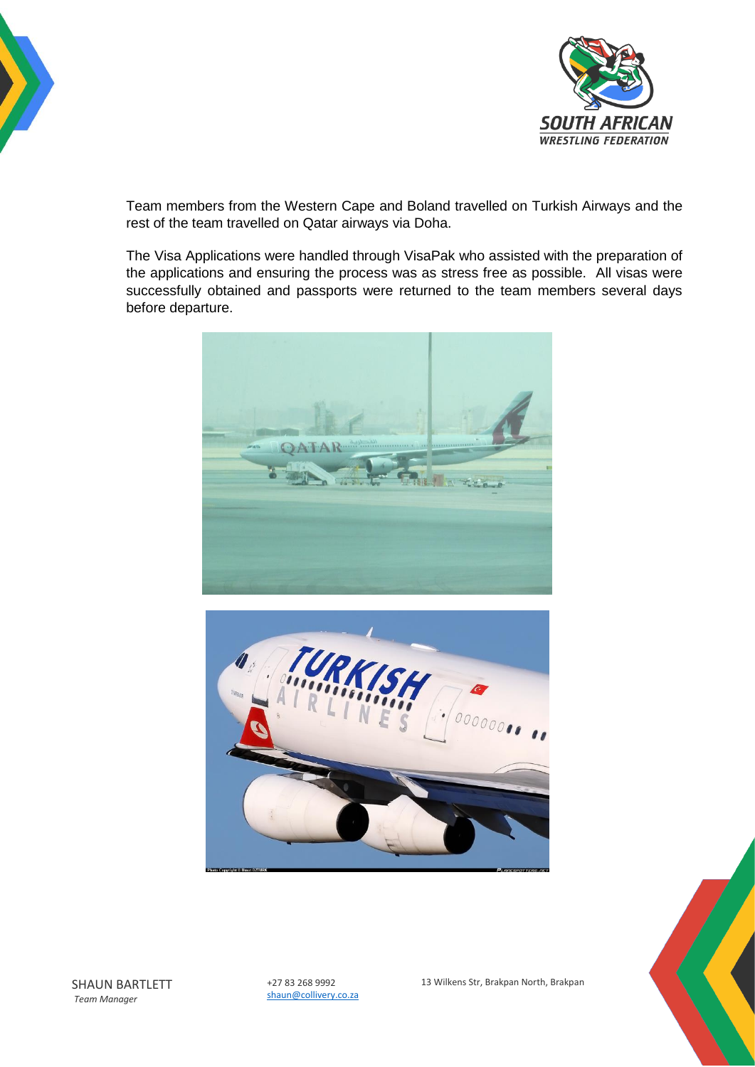Team members from the Western Cape and Boland travelled on Turkish Airways and the rest of the team travelled on Qatar airways via Doha.

The Visa Applications were handled through VisaPak who assisted with the preparation of the applications and ensuring the process was as stress free as possible. All visas were successfully obtained and passports were returned to the team members several days before departure.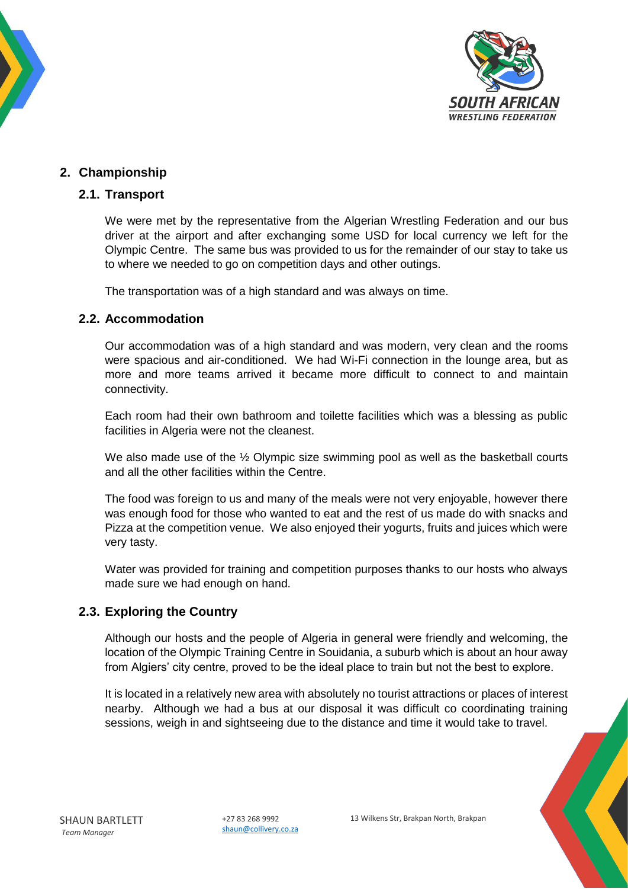## 2. Championship

### 2.1. Transport

We were met by the representative from the Algerian Wrestling Federation and our bus driver at the airport and after exchanging some USD for local currency we left for the Olympic Centre. The same bus was provided to us for the remainder of our stay to take us to where we needed to go on competition days and other outings.

The transportation was of a high standard and was always on time.

### 2.2. Accommodation

Our accommodation was of a high standard and was modern, very clean and the rooms were spacious and air-conditioned. We had Wi-Fi connection in the lounge area, but as more and more teams arrived it became more difficult to connect to and maintain connectivity.

Each room had their own bathroom and toilette facilities which was a blessing as public facilities in Algeria were not the cleanest.

We also made use of the ½ Olympic size swimming pool as well as the basketball courts and all the other facilities within the Centre.

The food was foreign to us and many of the meals were not very enjoyable, however there was enough food for those who wanted to eat and the rest of us made do with snacks and Pizza at the competition venue. We also enjoyed their yogurts, fruits and juices which were very tasty.

Water was provided for training and competition purposes thanks to our hosts who always made sure we had enough on hand.

### 2.3. Exploring the Country

Although our hosts and the people of Algeria in general were friendly and welcoming, the location of the Olympic Training Centre in Souidania, a suburb which is about an hour away from Algiers' city centre, proved to be the ideal place to train but not the best to explore.

It is located in a relatively new area with absolutely no tourist attractions or places of interest nearby. Although we had a bus at our disposal it was difficult co coordinating training sessions, weigh in and sightseeing due to the distance and time it would take to travel.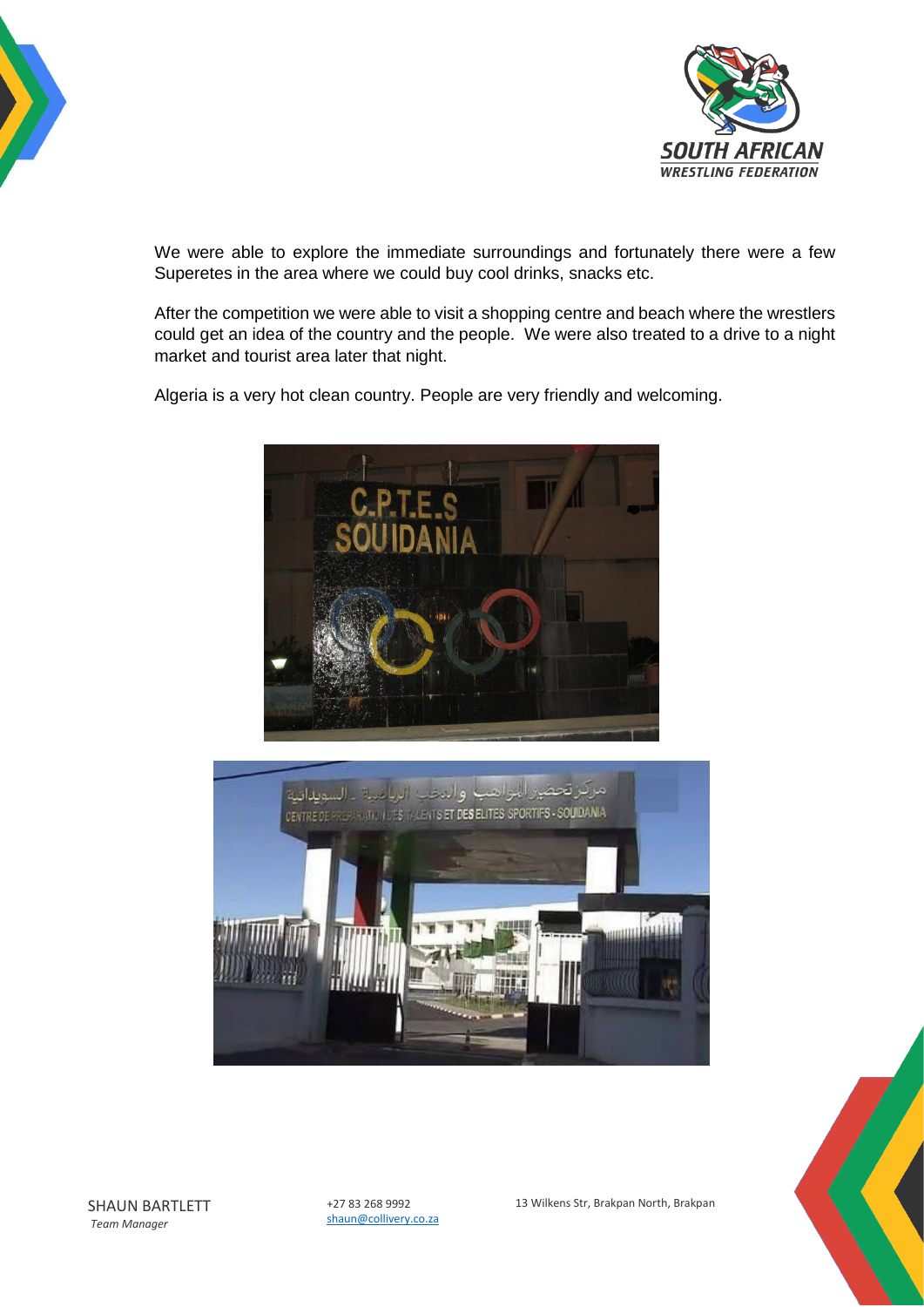We were able to explore the immediate surroundings and fortunately there were a few Superetes in the area where we could buy cool drinks, snacks etc.

After the competition we were able to visit a shopping centre and beach where the wrestlers could get an idea of the country and the people. We were also treated to a drive to a night market and tourist area later that night.

Algeria is a very hot clean country. People are very friendly and welcoming.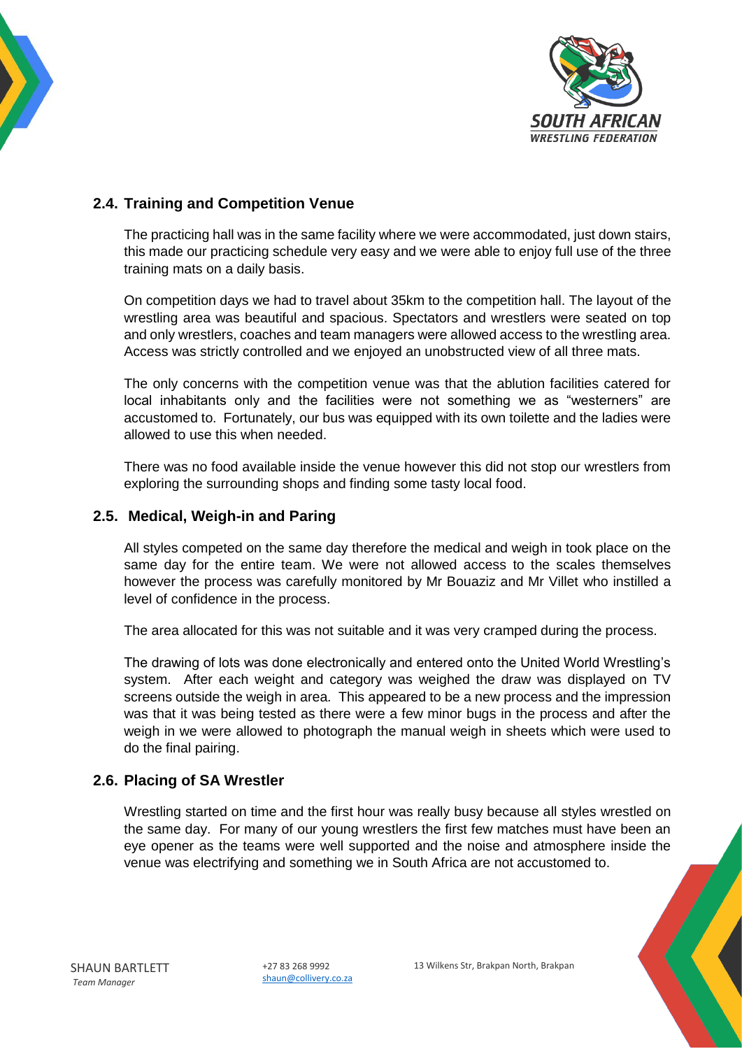## 2.4. Training and Competition Venue

The practicing hall was in the same facility where we were accommodated, just down stairs, this made our practicing schedule very easy and we were able to enjoy full use of the three training mats on a daily basis.

On competition days we had to travel about 35km to the competition hall. The layout of the wrestling area was beautiful and spacious. Spectators and wrestlers were seated on top and only wrestlers, coaches and team managers were allowed access to the wrestling area. Access was strictly controlled and we enjoyed an unobstructed view of all three mats.

The only concerns with the competition venue was that the ablution facilities catered for local inhabitants only and the facilities were not something we as "westerners" are accustomed to. Fortunately, our bus was equipped with its own toilette and the ladies were allowed to use this when needed.

There was no food available inside the venue however this did not stop our wrestlers from exploring the surrounding shops and finding some tasty local food.

## 2.5. Medical, Weigh-in and Paring

All styles competed on the same day therefore the medical and weigh in took place on the same day for the entire team. We were not allowed access to the scales themselves however the process was carefully monitored by Mr Bouaziz and Mr Villet who instilled a level of confidence in the process.

The area allocated for this was not suitable and it was very cramped during the process.

The drawing of lots was done electronically and entered onto the United World Wrestling's system. After each weight and category was weighed the draw was displayed on TV screens outside the weigh in area. This appeared to be a new process and the impression was that it was being tested as there were a few minor bugs in the process and after the weigh in we were allowed to photograph the manual weigh in sheets which were used to do the final pairing.

## 2.6. Placing of SA Wrestler

Wrestling started on time and the first hour was really busy because all styles wrestled on the same day. For many of our young wrestlers the first few matches must have been an eye opener as the teams were well supported and the noise and atmosphere inside the venue was electrifying and something we in South Africa are not accustomed to.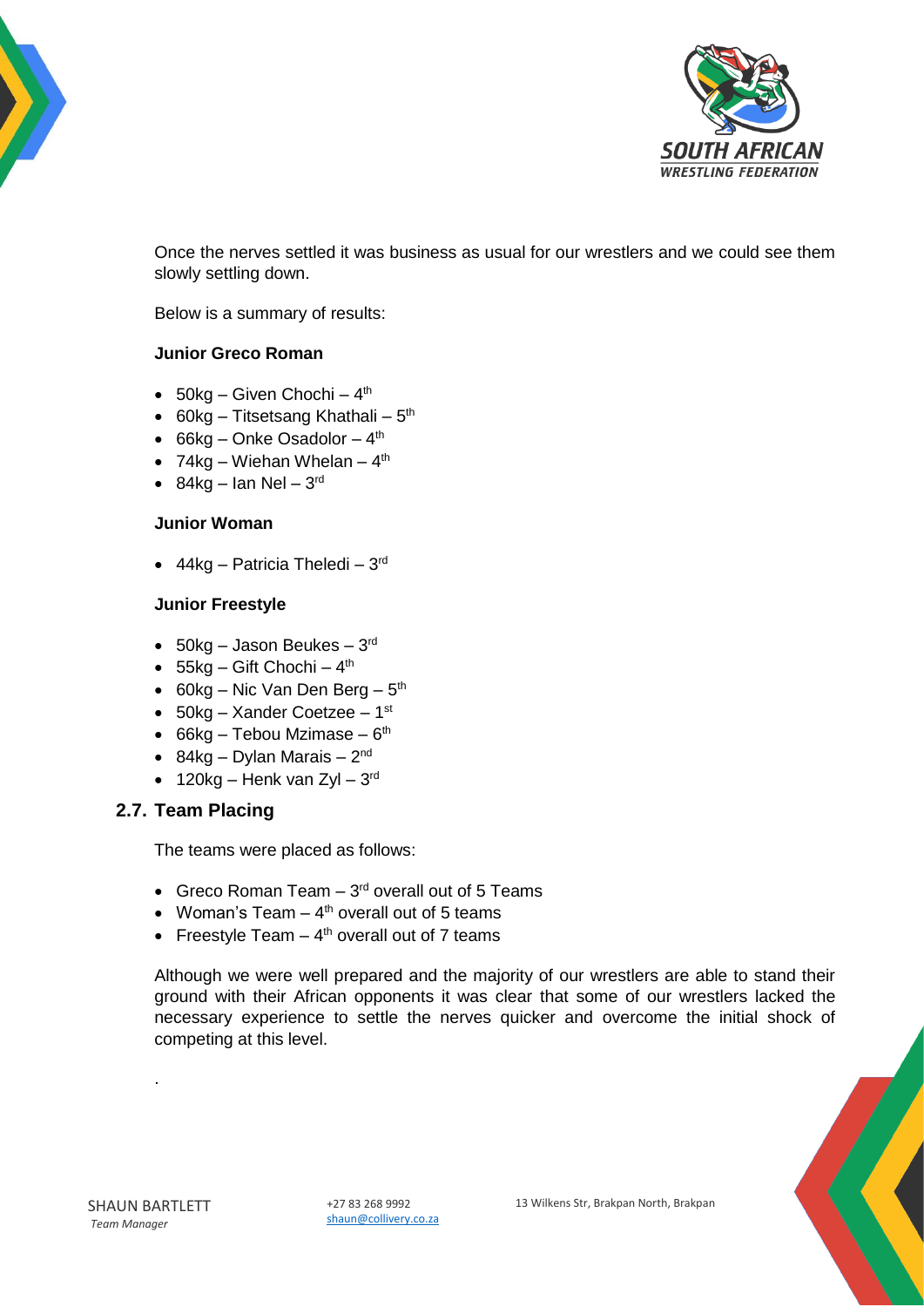Once the nerves settled it was business as usual for our wrestlers and we could see them slowly settling down.

Below is a summary of results:

**Junior Greco Roman**

- 50kg – Given Chochi – 4th
- 60kg – Titsetsang Khathali – 5th
- 66kg – Onke Osadolor – 4th
- 74kg – Wiehan Whelan – 4th
- 84kg – Ian Nel – 3rd

**Junior Woman**

- 44kg – Patricia Theledi – 3rd

**Junior Freestyle**

- 50kg – Jason Beukes – 3rd
- 55kg – Gift Chochi – 4th
- 60kg – Nic Van Den Berg – 5th
- 50kg – Xander Coetzee – 1st
- 66kg – Tebou Mzimase – 6th
- 84kg – Dylan Marais – 2nd
- 120kg – Henk van Zyl – 3rd

## 2.7. Team Placing

The teams were placed as follows:

- Greco Roman Team – 3rd overall out of 5 Teams
- Woman's Team – 4th overall out of 5 teams
- Freestyle Team – 4th overall out of 7 teams

Although we were well prepared and the majority of our wrestlers are able to stand their ground with their African opponents it was clear that some of our wrestlers lacked the necessary experience to settle the nerves quicker and overcome the initial shock of competing at this level.

.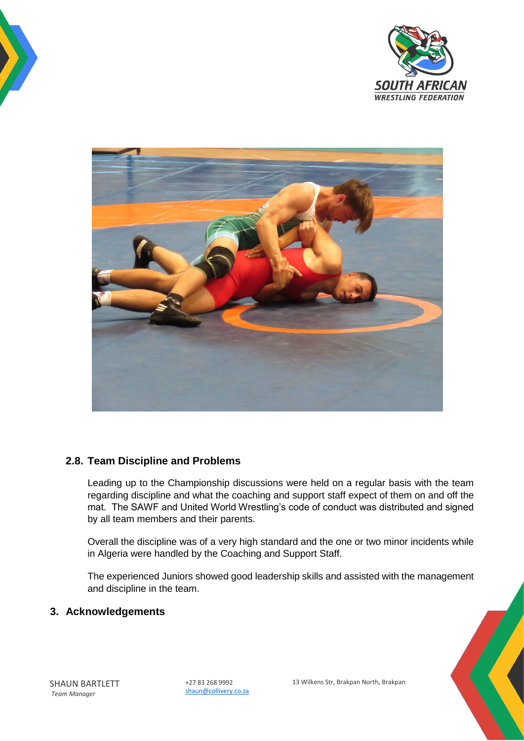## 2.8. Team Discipline and Problems

Leading up to the Championship discussions were held on a regular basis with the team regarding discipline and what the coaching and support staff expect of them on and off the mat. The SAWF and United World Wrestling's code of conduct was distributed and signed by all team members and their parents.

Overall the discipline was of a very high standard and the one or two minor incidents while in Algeria were handled by the Coaching and Support Staff.

The experienced Juniors showed good leadership skills and assisted with the management and discipline in the team.

# 3. Acknowledgements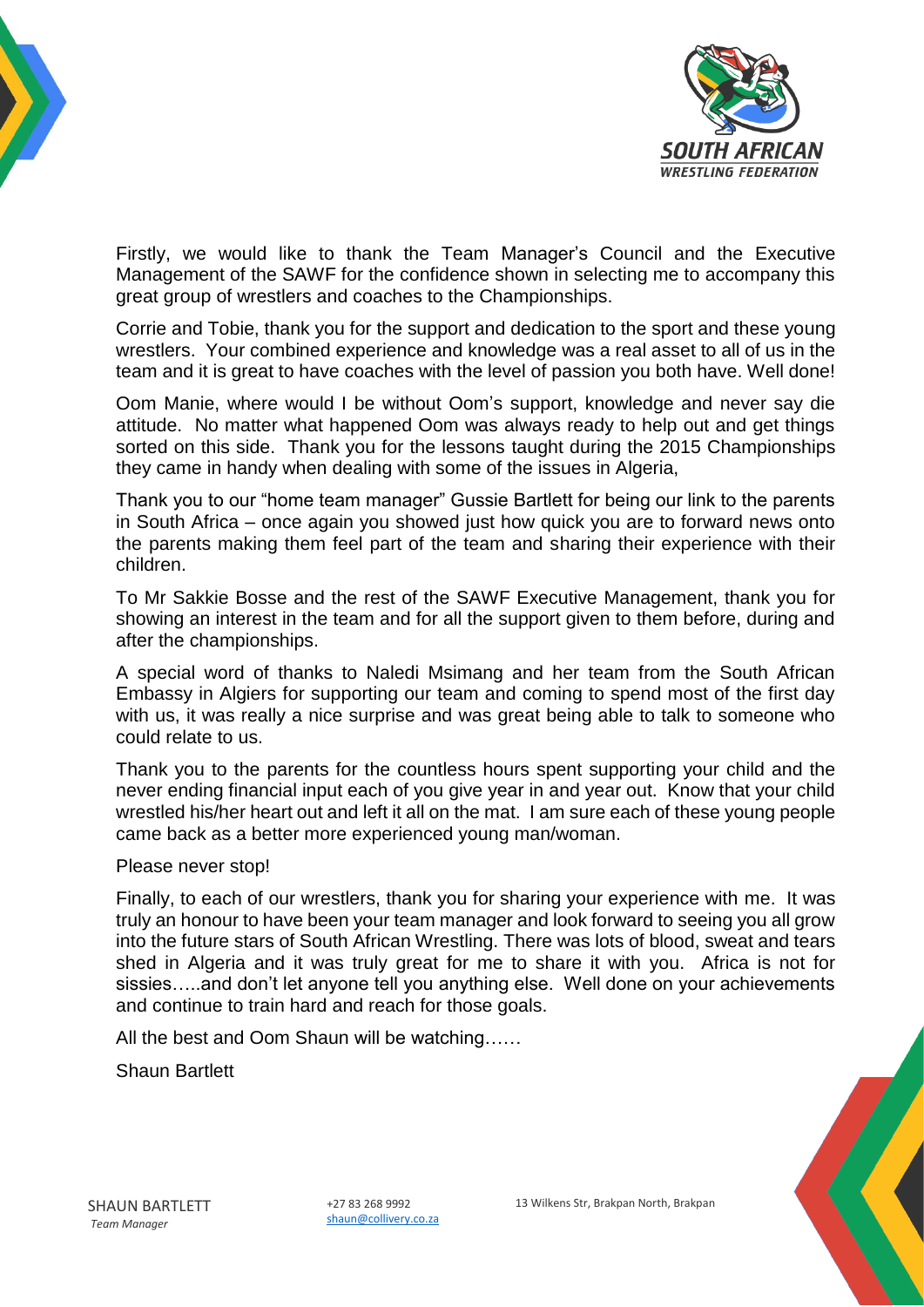Firstly, we would like to thank the Team Manager's Council and the Executive Management of the SAWF for the confidence shown in selecting me to accompany this great group of wrestlers and coaches to the Championships.

Corrie and Tobie, thank you for the support and dedication to the sport and these young wrestlers. Your combined experience and knowledge was a real asset to all of us in the team and it is great to have coaches with the level of passion you both have. Well done!

Oom Manie, where would I be without Oom's support, knowledge and never say die attitude. No matter what happened Oom was always ready to help out and get things sorted on this side. Thank you for the lessons taught during the 2015 Championships they came in handy when dealing with some of the issues in Algeria,

Thank you to our "home team manager" Gussie Bartlett for being our link to the parents in South Africa – once again you showed just how quick you are to forward news onto the parents making them feel part of the team and sharing their experience with their children.

To Mr Sakkie Bosse and the rest of the SAWF Executive Management, thank you for showing an interest in the team and for all the support given to them before, during and after the championships.

A special word of thanks to Naledi Msimang and her team from the South African Embassy in Algiers for supporting our team and coming to spend most of the first day with us, it was really a nice surprise and was great being able to talk to someone who could relate to us.

Thank you to the parents for the countless hours spent supporting your child and the never ending financial input each of you give year in and year out. Know that your child wrestled his/her heart out and left it all on the mat. I am sure each of these young people came back as a better more experienced young man/woman.

Please never stop!

Finally, to each of our wrestlers, thank you for sharing your experience with me. It was truly an honour to have been your team manager and look forward to seeing you all grow into the future stars of South African Wrestling. There was lots of blood, sweat and tears shed in Algeria and it was truly great for me to share it with you. Africa is not for sissies…..and don't let anyone tell you anything else. Well done on your achievements and continue to train hard and reach for those goals.

All the best and Oom Shaun will be watching……

Shaun Bartlett

SHAUN BARTLETT
*Team Manager*

+27 83 268 9992
shaun@collivery.co.za

13 Wilkens Str, Brakpan North, Brakpan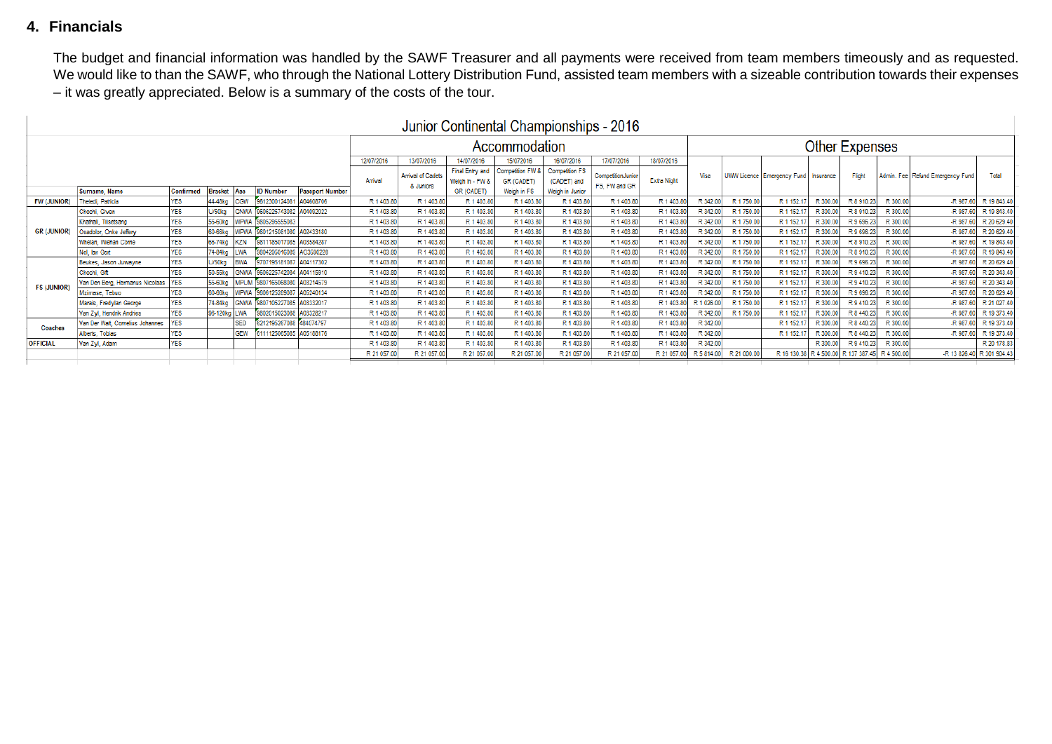## 4. Financials

The budget and financial information was handled by the SAWF Treasurer and all payments were received from team members timeously and as requested. We would like to than the SAWF, who through the National Lottery Distribution Fund, assisted team members with a sizeable contribution towards their expenses – it was greatly appreciated. Below is a summary of the costs of the tour.

**Junior Continental Championships - 2016**

| | | | | | | | Accommodation | | | | | | | Other Expenses | | | | | | | |
|---|---|---|---|---|---|---|---|---|---|---|---|---|---|---|---|---|---|---|---|---|---|
| | | | | | | | 12/07/2016 | 13/07/2016 | 14/07/2016 | 15/07/2016 | 16/07/2016 | 17/07/2016 | 18/07/2016 | | | | | | | | |
| | Surname, Name | Confirmed | Bracket | Ass | ID Number | Passport Number | Arrival | Arrival of Cadets & Juniors | Final Entry and Weigh In - FW & GR (CADET) | Competition FW & GR (CADET) Weigh in FS | Competition FS (CADET) and Weigh in Junior | Competition Junior FS, FW and GR | Extra Night | Visa | UWW Licence | Emergency Fund | Insurance | Flight | Admin. Fee | Refund Emergency Fund | Total |
| FW (JUNIOR) | Theledi, Patricia | YES | 44-48kg | CGW | 9612300124081 | A04608706 | R 1 403.80 | R 1 403.80 | R 1 403.80 | R 1 403.80 | R 1 403.80 | R 1 403.80 | R 1 403.80 | R 342.00 | R 1 750.00 | R 1 152.17 | R 300.00 | R 8 910.23 | R 300.00 | -R 987.60 | R 19 843.40 |
| GR (JUNIOR) | Okechi, Given | YES | U/50kg | GNWA | 9606225743082 | A04062022 | R 1 403.80 | R 1 403.80 | R 1 403.80 | R 1 403.80 | R 1 403.80 | R 1 403.80 | R 1 403.80 | R 342.00 | R 1 750.00 | R 1 152.17 | R 300.00 | R 8 910.23 | R 300.00 | -R 987.60 | R 19 843.40 |
| | Khathali, Tlisetsang | YES | 55-60kg | WPWA | 9805295555083 | | R 1 403.80 | R 1 403.80 | R 1 403.80 | R 1 403.80 | R 1 403.80 | R 1 403.80 | R 1 403.80 | R 342.00 | R 1 750.00 | R 1 152.17 | R 300.00 | R 9 696.23 | R 300.00 | -R 987.60 | R 20 629.40 |
| | Osadolor, Onke Jeffery | YES | 60-66kg | WPWA | 9601215081080 | A02433180 | R 1 403.80 | R 1 403.80 | R 1 403.80 | R 1 403.80 | R 1 403.80 | R 1 403.80 | R 1 403.80 | R 342.00 | R 1 750.00 | R 1 152.17 | R 300.00 | R 9 696.23 | R 300.00 | -R 987.60 | R 20 629.40 |
| | Whelan, Wiehan Come | YES | 66-74kg | KZN | 9811185017085 | A03584287 | R 1 403.80 | R 1 403.80 | R 1 403.80 | R 1 403.80 | R 1 403.80 | R 1 403.80 | R 1 403.80 | R 342.00 | R 1 750.00 | R 1 152.17 | R 300.00 | R 8 910.23 | R 300.00 | -R 987.60 | R 19 843.40 |
| | Nel, Ian Gert | YES | 74-84kg | LWA | 9804295016086 | A03590228 | R 1 403.80 | R 1 403.80 | R 1 403.80 | R 1 403.80 | R 1 403.80 | R 1 403.80 | R 1 403.80 | R 342.00 | R 1 750.00 | R 1 152.17 | R 300.00 | R 8 910.23 | R 300.00 | -R 987.60 | R 19 843.40 |
| FS (JUNIOR) | Beukes, Jason Juwayne | YES | U/50kg | BWA | 9707195181087 | A04117302 | R 1 403.80 | R 1 403.80 | R 1 403.80 | R 1 403.80 | R 1 403.80 | R 1 403.80 | R 1 403.80 | R 342.00 | R 1 750.00 | R 1 152.17 | R 300.00 | R 9 696.23 | R 300.00 | -R 987.60 | R 20 629.40 |
| | Okechi, Gift | YES | 50-55kg | GNWA | 9606225742084 | A04115910 | R 1 403.80 | R 1 403.80 | R 1 403.80 | R 1 403.80 | R 1 403.80 | R 1 403.80 | R 1 403.80 | R 342.00 | R 1 750.00 | R 1 152.17 | R 300.00 | R 9 410.23 | R 300.00 | -R 987.60 | R 20 343.40 |
| | Van Den Berg, Hermanus Nicolaas | YES | 55-60kg | MPUM | 9807165068080 | A03214579 | R 1 403.80 | R 1 403.80 | R 1 403.80 | R 1 403.80 | R 1 403.80 | R 1 403.80 | R 1 403.80 | R 342.00 | R 1 750.00 | R 1 152.17 | R 300.00 | R 9 410.23 | R 300.00 | -R 987.60 | R 20 343.40 |
| | Mzimase, Tebuo | YES | 60-66kg | WPWA | 9606125289087 | A05240134 | R 1 403.80 | R 1 403.80 | R 1 403.80 | R 1 403.80 | R 1 403.80 | R 1 403.80 | R 1 403.80 | R 342.00 | R 1 750.00 | R 1 152.17 | R 300.00 | R 9 696.23 | R 300.00 | -R 987.60 | R 20 629.40 |
| | Marais, Fredylan George | YES | 74-84kg | GNWA | 9807105227085 | A03332017 | R 1 403.80 | R 1 403.80 | R 1 403.80 | R 1 403.80 | R 1 403.80 | R 1 403.80 | R 1 403.80 | R 1 026.00 | R 1 750.00 | R 1 152.17 | R 300.00 | R 9 410.23 | R 300.00 | -R 987.60 | R 21 027.40 |
| | Van Zyl, Hendrik Andries | YES | 96-120kg | LWA | 9802015023086 | A03328217 | R 1 403.80 | R 1 403.80 | R 1 403.80 | R 1 403.80 | R 1 403.80 | R 1 403.80 | R 1 403.80 | R 342.00 | R 1 750.00 | R 1 152.17 | R 300.00 | R 8 440.23 | R 300.00 | -R 987.60 | R 19 373.40 |
| Coaches | Van Der Walt, Cornelius Johannes | YES | | SED | 6212195267088 | 484074797 | R 1 403.80 | R 1 403.80 | R 1 403.80 | R 1 403.80 | R 1 403.80 | R 1 403.80 | R 1 403.80 | R 342.00 | | R 1 152.17 | R 300.00 | R 8 440.23 | R 300.00 | -R 987.60 | R 19 373.40 |
| | Alberts, Tobias | YES | | GEW | 6111125065085 | A05168176 | R 1 403.80 | R 1 403.80 | R 1 403.80 | R 1 403.80 | R 1 403.80 | R 1 403.80 | R 1 403.80 | R 342.00 | | R 1 152.17 | R 300.00 | R 8 440.23 | R 300.00 | -R 987.60 | R 19 373.40 |
| OFFICIAL | Van Zyl, Adam | YES | | | | | R 1 403.80 | R 1 403.80 | R 1 403.80 | R 1 403.80 | R 1 403.80 | R 1 403.80 | R 1 403.80 | R 342.00 | | | R 300.00 | R 9 410.23 | R 300.00 | | R 20 178.83 |
| | | | | | | | R 21 057.00 | R 21 057.00 | R 21 057.00 | R 21 057.00 | R 21 057.00 | R 21 057.00 | R 21 057.00 | R 5 814.00 | R 21 000.00 | R 16 130.38 | R 4 500.00 | R 137 387.45 | R 4 500.00 | -R 13 826.40 | R 301 904.43 |